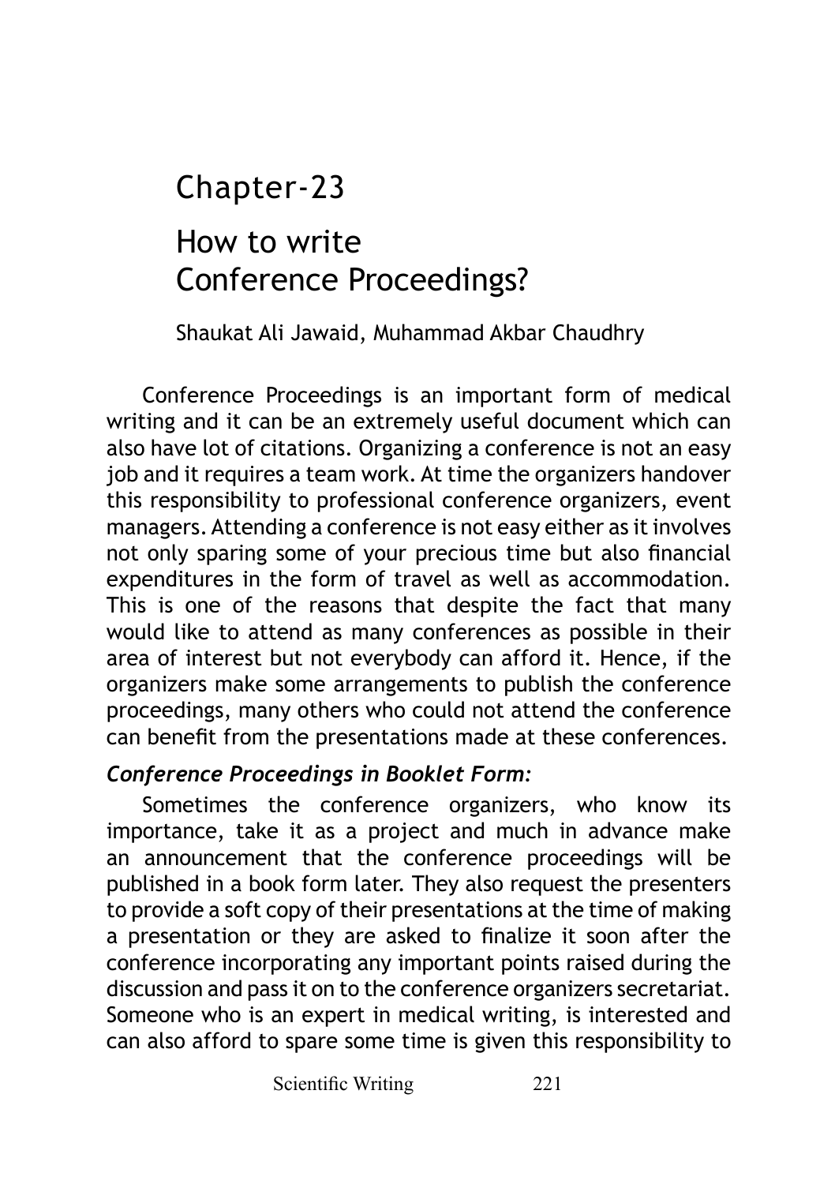# Chapter-23

# How to write Conference Proceedings?

Shaukat Ali Jawaid, Muhammad Akbar Chaudhry

Conference Proceedings is an important form of medical writing and it can be an extremely useful document which can also have lot of citations. Organizing a conference is not an easy job and it requires a team work. At time the organizers handover this responsibility to professional conference organizers, event managers. Attending a conference is not easy either as it involves not only sparing some of your precious time but also financial expenditures in the form of travel as well as accommodation. This is one of the reasons that despite the fact that many would like to attend as many conferences as possible in their area of interest but not everybody can afford it. Hence, if the organizers make some arrangements to publish the conference proceedings, many others who could not attend the conference can benefit from the presentations made at these conferences.

***Conference Proceedings in Booklet Form:***

Sometimes the conference organizers, who know its importance, take it as a project and much in advance make an announcement that the conference proceedings will be published in a book form later. They also request the presenters to provide a soft copy of their presentations at the time of making a presentation or they are asked to finalize it soon after the conference incorporating any important points raised during the discussion and pass it on to the conference organizers secretariat. Someone who is an expert in medical writing, is interested and can also afford to spare some time is given this responsibility to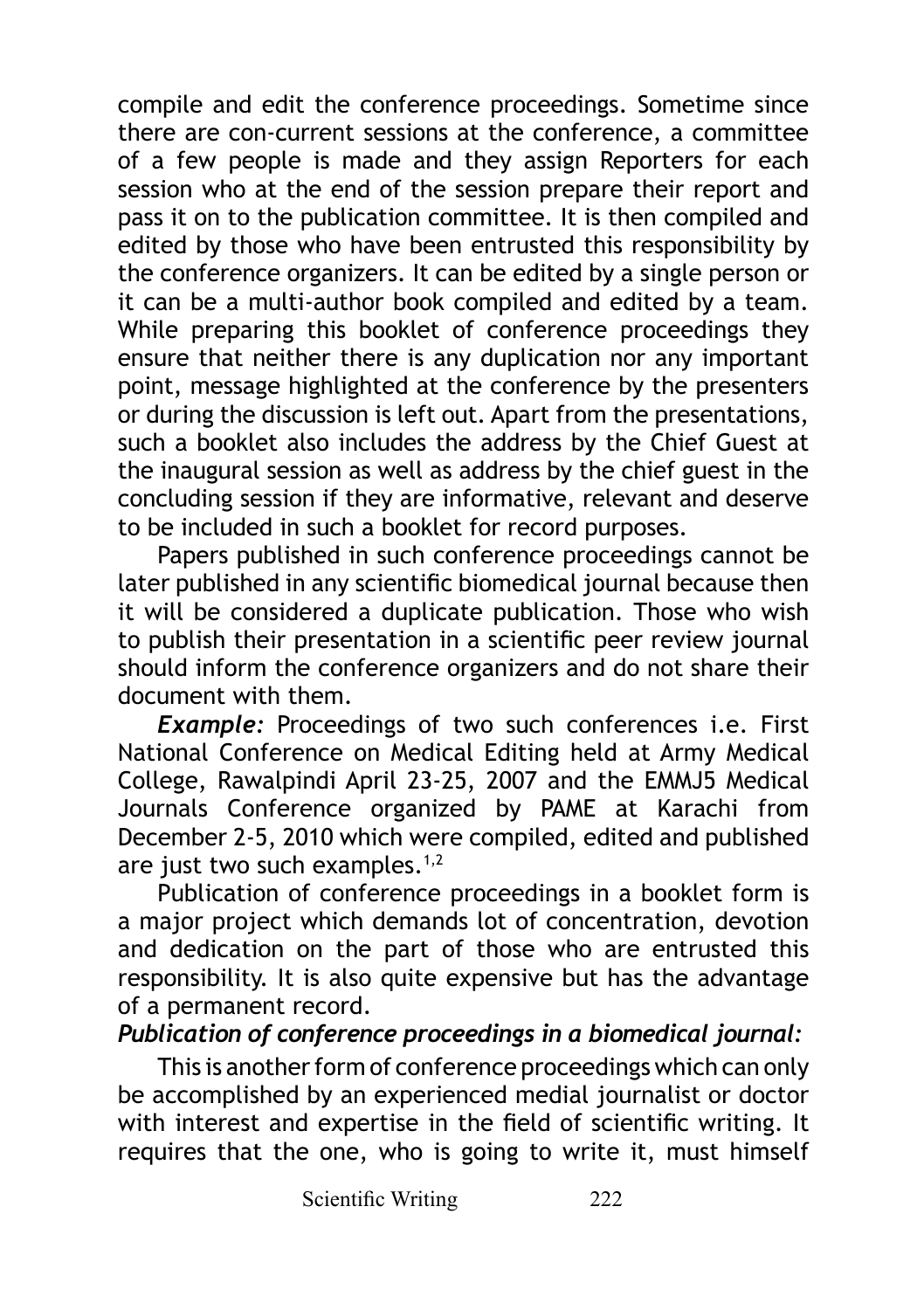compile and edit the conference proceedings. Sometime since there are con-current sessions at the conference, a committee of a few people is made and they assign Reporters for each session who at the end of the session prepare their report and pass it on to the publication committee. It is then compiled and edited by those who have been entrusted this responsibility by the conference organizers. It can be edited by a single person or it can be a multi-author book compiled and edited by a team. While preparing this booklet of conference proceedings they ensure that neither there is any duplication nor any important point, message highlighted at the conference by the presenters or during the discussion is left out. Apart from the presentations, such a booklet also includes the address by the Chief Guest at the inaugural session as well as address by the chief guest in the concluding session if they are informative, relevant and deserve to be included in such a booklet for record purposes.

Papers published in such conference proceedings cannot be later published in any scientific biomedical journal because then it will be considered a duplicate publication. Those who wish to publish their presentation in a scientific peer review journal should inform the conference organizers and do not share their document with them.

***Example:*** Proceedings of two such conferences i.e. First National Conference on Medical Editing held at Army Medical College, Rawalpindi April 23-25, 2007 and the EMMJ5 Medical Journals Conference organized by PAME at Karachi from December 2-5, 2010 which were compiled, edited and published are just two such examples.[1,2]

Publication of conference proceedings in a booklet form is a major project which demands lot of concentration, devotion and dedication on the part of those who are entrusted this responsibility. It is also quite expensive but has the advantage of a permanent record.

***Publication of conference proceedings in a biomedical journal:***

This is another form of conference proceedings which can only be accomplished by an experienced medial journalist or doctor with interest and expertise in the field of scientific writing. It requires that the one, who is going to write it, must himself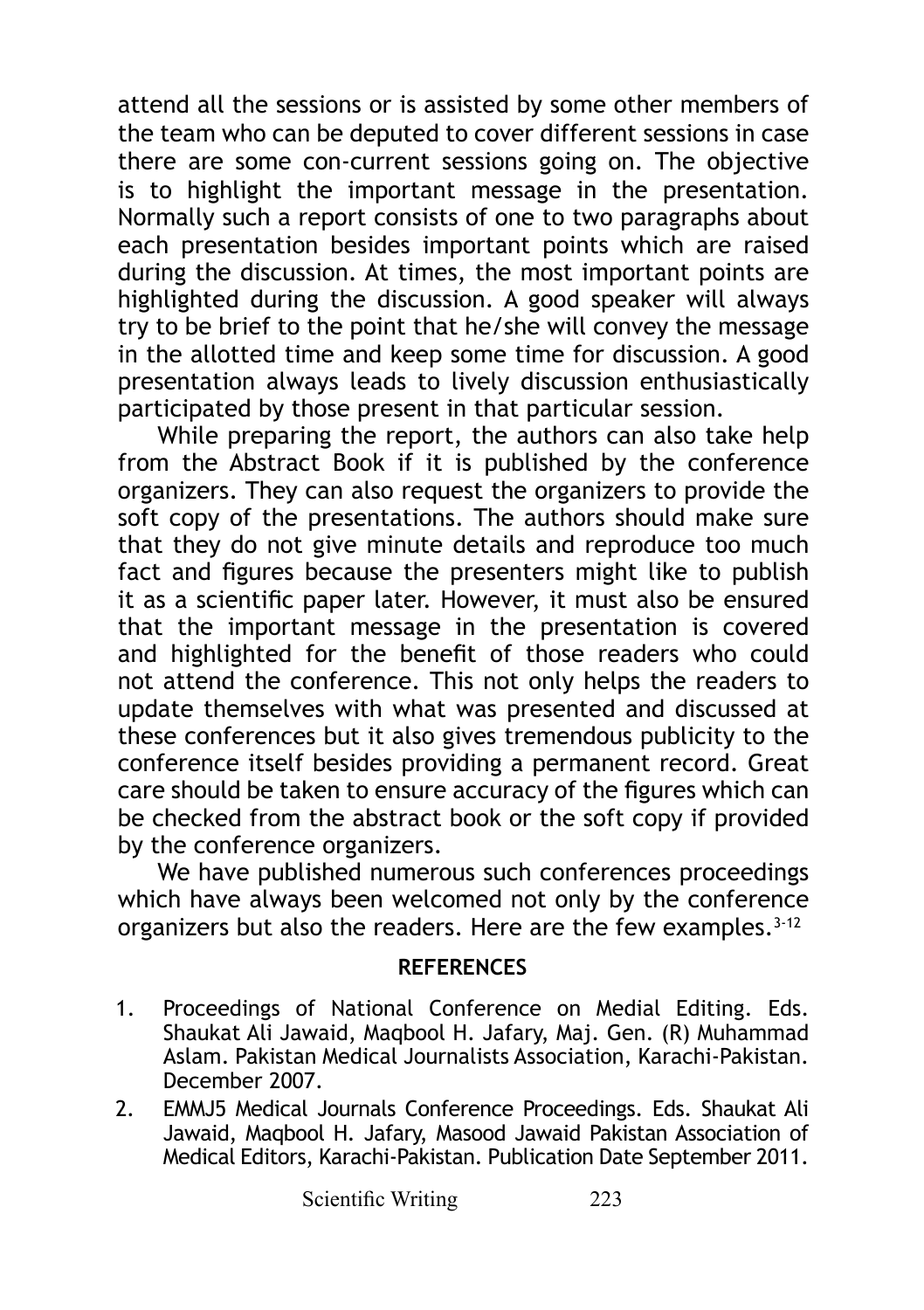attend all the sessions or is assisted by some other members of the team who can be deputed to cover different sessions in case there are some con-current sessions going on. The objective is to highlight the important message in the presentation. Normally such a report consists of one to two paragraphs about each presentation besides important points which are raised during the discussion. At times, the most important points are highlighted during the discussion. A good speaker will always try to be brief to the point that he/she will convey the message in the allotted time and keep some time for discussion. A good presentation always leads to lively discussion enthusiastically participated by those present in that particular session.

While preparing the report, the authors can also take help from the Abstract Book if it is published by the conference organizers. They can also request the organizers to provide the soft copy of the presentations. The authors should make sure that they do not give minute details and reproduce too much fact and figures because the presenters might like to publish it as a scientific paper later. However, it must also be ensured that the important message in the presentation is covered and highlighted for the benefit of those readers who could not attend the conference. This not only helps the readers to update themselves with what was presented and discussed at these conferences but it also gives tremendous publicity to the conference itself besides providing a permanent record. Great care should be taken to ensure accuracy of the figures which can be checked from the abstract book or the soft copy if provided by the conference organizers.

We have published numerous such conferences proceedings which have always been welcomed not only by the conference organizers but also the readers. Here are the few examples.[3-12]

**REFERENCES**

1. Proceedings of National Conference on Medial Editing. Eds. Shaukat Ali Jawaid, Maqbool H. Jafary, Maj. Gen. (R) Muhammad Aslam. Pakistan Medical Journalists Association, Karachi-Pakistan. December 2007.
2. EMMJ5 Medical Journals Conference Proceedings. Eds. Shaukat Ali Jawaid, Maqbool H. Jafary, Masood Jawaid Pakistan Association of Medical Editors, Karachi-Pakistan. Publication Date September 2011.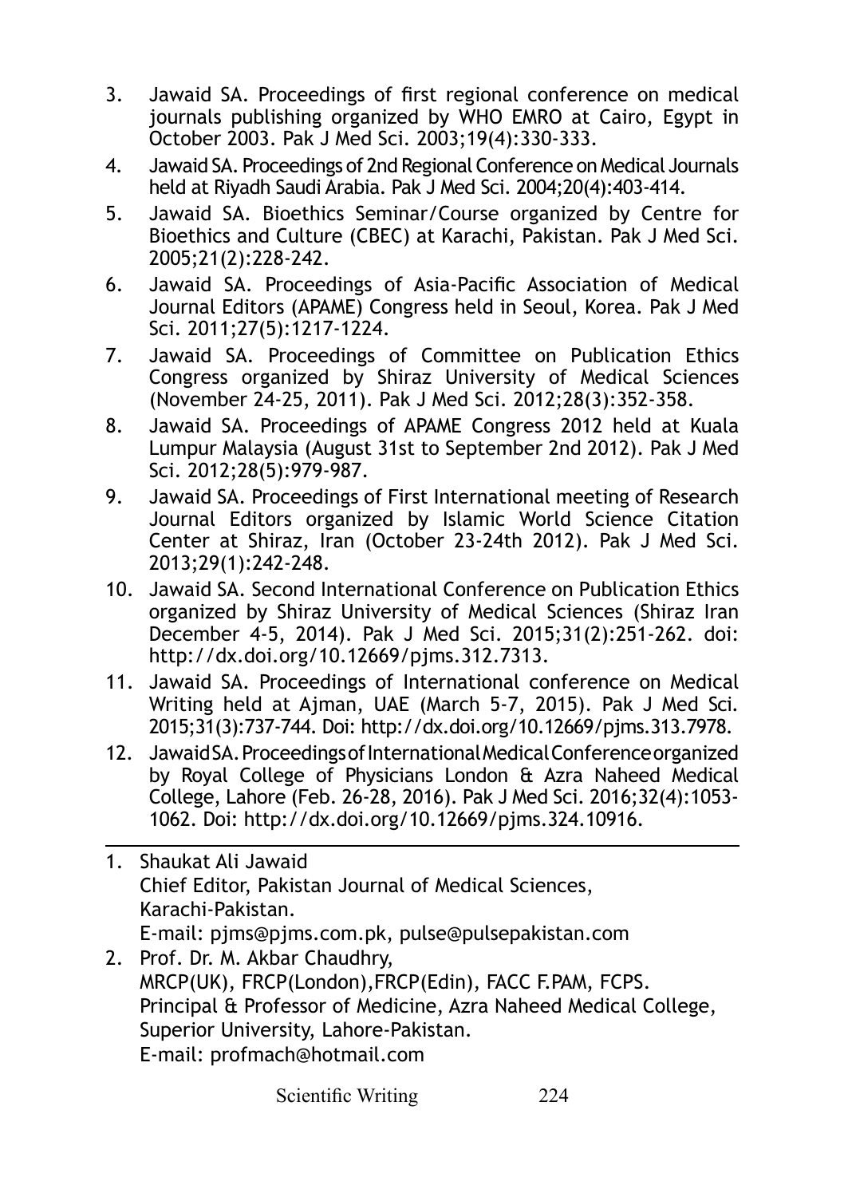3. Jawaid SA. Proceedings of first regional conference on medical journals publishing organized by WHO EMRO at Cairo, Egypt in October 2003. Pak J Med Sci. 2003;19(4):330-333.
4. Jawaid SA. Proceedings of 2nd Regional Conference on Medical Journals held at Riyadh Saudi Arabia. Pak J Med Sci. 2004;20(4):403-414.
5. Jawaid SA. Bioethics Seminar/Course organized by Centre for Bioethics and Culture (CBEC) at Karachi, Pakistan. Pak J Med Sci. 2005;21(2):228-242.
6. Jawaid SA. Proceedings of Asia-Pacific Association of Medical Journal Editors (APAME) Congress held in Seoul, Korea. Pak J Med Sci. 2011;27(5):1217-1224.
7. Jawaid SA. Proceedings of Committee on Publication Ethics Congress organized by Shiraz University of Medical Sciences (November 24-25, 2011). Pak J Med Sci. 2012;28(3):352-358.
8. Jawaid SA. Proceedings of APAME Congress 2012 held at Kuala Lumpur Malaysia (August 31st to September 2nd 2012). Pak J Med Sci. 2012;28(5):979-987.
9. Jawaid SA. Proceedings of First International meeting of Research Journal Editors organized by Islamic World Science Citation Center at Shiraz, Iran (October 23-24th 2012). Pak J Med Sci. 2013;29(1):242-248.
10. Jawaid SA. Second International Conference on Publication Ethics organized by Shiraz University of Medical Sciences (Shiraz Iran December 4-5, 2014). Pak J Med Sci. 2015;31(2):251-262. doi: http://dx.doi.org/10.12669/pjms.312.7313.
11. Jawaid SA. Proceedings of International conference on Medical Writing held at Ajman, UAE (March 5-7, 2015). Pak J Med Sci. 2015;31(3):737-744. Doi: http://dx.doi.org/10.12669/pjms.313.7978.
12. Jawaid SA. Proceedings of International Medical Conference organized by Royal College of Physicians London & Azra Naheed Medical College, Lahore (Feb. 26-28, 2016). Pak J Med Sci. 2016;32(4):1053-1062. Doi: http://dx.doi.org/10.12669/pjms.324.10916.

---

1. Shaukat Ali Jawaid
   Chief Editor, Pakistan Journal of Medical Sciences,
   Karachi-Pakistan.
   E-mail: pjms@pjms.com.pk, pulse@pulsepakistan.com
2. Prof. Dr. M. Akbar Chaudhry,
   MRCP(UK), FRCP(London),FRCP(Edin), FACC F.PAM, FCPS.
   Principal & Professor of Medicine, Azra Naheed Medical College,
   Superior University, Lahore-Pakistan.
   E-mail: profmach@hotmail.com